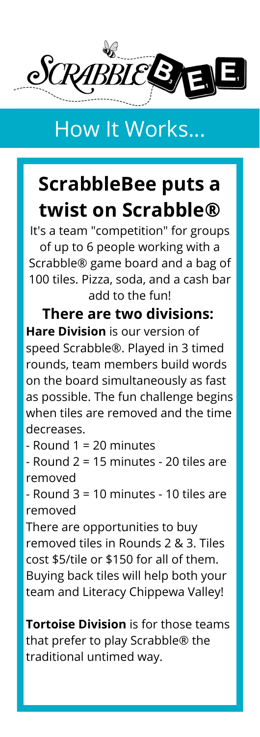# SCRABBLE BEE

## How It Works...

## ScrabbleBee puts a twist on Scrabble®

It's a team "competition" for groups of up to 6 people working with a Scrabble® game board and a bag of 100 tiles. Pizza, soda, and a cash bar add to the fun!

### There are two divisions:

**Hare Division** is our version of speed Scrabble®. Played in 3 timed rounds, team members build words on the board simultaneously as fast as possible. The fun challenge begins when tiles are removed and the time decreases.

- Round 1 = 20 minutes
- Round 2 = 15 minutes - 20 tiles are removed
- Round 3 = 10 minutes - 10 tiles are removed

There are opportunities to buy removed tiles in Rounds 2 & 3. Tiles cost $5/tile or $150 for all of them. Buying back tiles will help both your team and Literacy Chippewa Valley!

**Tortoise Division** is for those teams that prefer to play Scrabble® the traditional untimed way.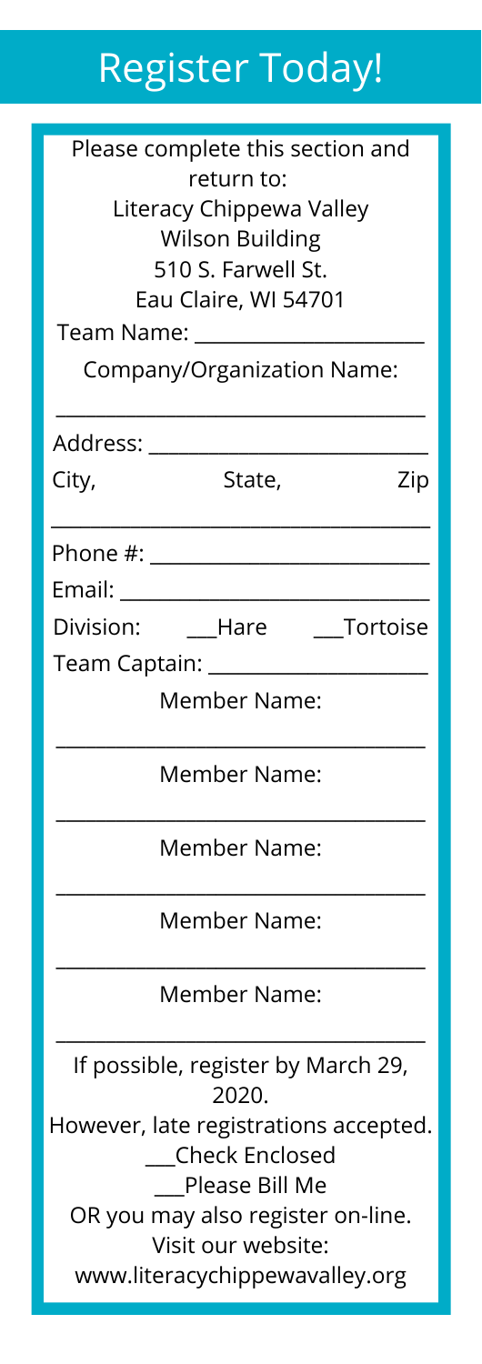# Register Today!

Please complete this section and return to:
Literacy Chippewa Valley
Wilson Building
510 S. Farwell St.
Eau Claire, WI 54701

Team Name: ______________________

Company/Organization Name:

___________________________________

Address: __________________________

City, State, Zip

___________________________________

Phone #: __________________________

Email: ____________________________

Division: ___Hare ___Tortoise

Team Captain: _____________________

Member Name:

___________________________________

Member Name:

___________________________________

Member Name:

___________________________________

Member Name:

___________________________________

Member Name:

___________________________________

If possible, register by March 29, 2020.
However, late registrations accepted.

___Check Enclosed

___Please Bill Me

OR you may also register on-line.
Visit our website:
www.literacychippewavalley.org